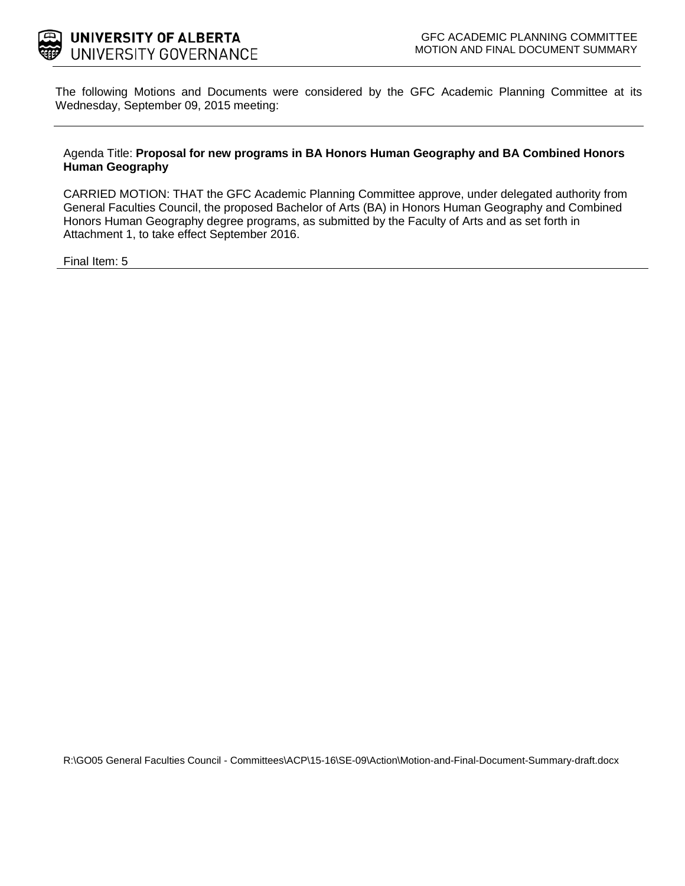UNIVERSITY OF ALBERTA
UNIVERSITY GOVERNANCE

GFC ACADEMIC PLANNING COMMITTEE
MOTION AND FINAL DOCUMENT SUMMARY

The following Motions and Documents were considered by the GFC Academic Planning Committee at its Wednesday, September 09, 2015 meeting:

---

Agenda Title: **Proposal for new programs in BA Honors Human Geography and BA Combined Honors Human Geography**

CARRIED MOTION: THAT the GFC Academic Planning Committee approve, under delegated authority from General Faculties Council, the proposed Bachelor of Arts (BA) in Honors Human Geography and Combined Honors Human Geography degree programs, as submitted by the Faculty of Arts and as set forth in Attachment 1, to take effect September 2016.

Final Item: 5

---

R:\GO05 General Faculties Council - Committees\ACP\15-16\SE-09\Action\Motion-and-Final-Document-Summary-draft.docx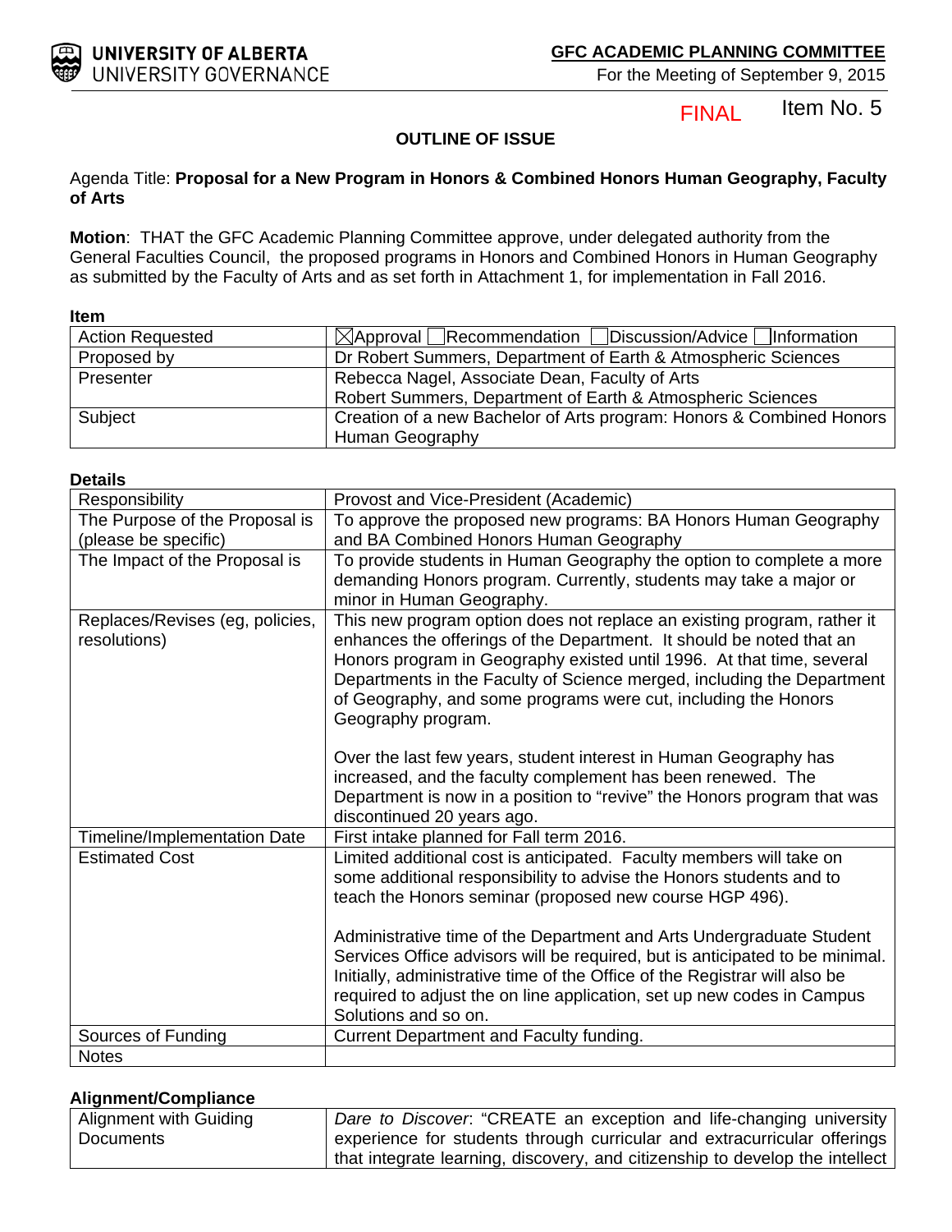**UNIVERSITY OF ALBERTA**
UNIVERSITY GOVERNANCE

**GFC ACADEMIC PLANNING COMMITTEE**
For the Meeting of September 9, 2015

FINAL Item No. 5

### OUTLINE OF ISSUE

Agenda Title: **Proposal for a New Program in Honors & Combined Honors Human Geography, Faculty of Arts**

**Motion**: THAT the GFC Academic Planning Committee approve, under delegated authority from the General Faculties Council, the proposed programs in Honors and Combined Honors in Human Geography as submitted by the Faculty of Arts and as set forth in Attachment 1, for implementation in Fall 2016.

**Item**

| | |
|---|---|
| Action Requested | ☒Approval ☐Recommendation ☐Discussion/Advice ☐Information |
| Proposed by | Dr Robert Summers, Department of Earth & Atmospheric Sciences |
| Presenter | Rebecca Nagel, Associate Dean, Faculty of Arts<br>Robert Summers, Department of Earth & Atmospheric Sciences |
| Subject | Creation of a new Bachelor of Arts program: Honors & Combined Honors Human Geography |

**Details**

| | |
|---|---|
| Responsibility | Provost and Vice-President (Academic) |
| The Purpose of the Proposal is (please be specific) | To approve the proposed new programs: BA Honors Human Geography and BA Combined Honors Human Geography |
| The Impact of the Proposal is | To provide students in Human Geography the option to complete a more demanding Honors program. Currently, students may take a major or minor in Human Geography. |
| Replaces/Revises (eg, policies, resolutions) | This new program option does not replace an existing program, rather it enhances the offerings of the Department. It should be noted that an Honors program in Geography existed until 1996. At that time, several Departments in the Faculty of Science merged, including the Department of Geography, and some programs were cut, including the Honors Geography program.<br><br>Over the last few years, student interest in Human Geography has increased, and the faculty complement has been renewed. The Department is now in a position to "revive" the Honors program that was discontinued 20 years ago. |
| Timeline/Implementation Date | First intake planned for Fall term 2016. |
| Estimated Cost | Limited additional cost is anticipated. Faculty members will take on some additional responsibility to advise the Honors students and to teach the Honors seminar (proposed new course HGP 496).<br><br>Administrative time of the Department and Arts Undergraduate Student Services Office advisors will be required, but is anticipated to be minimal. Initially, administrative time of the Office of the Registrar will also be required to adjust the on line application, set up new codes in Campus Solutions and so on. |
| Sources of Funding | Current Department and Faculty funding. |
| Notes | |

**Alignment/Compliance**

| | |
|---|---|
| Alignment with Guiding Documents | *Dare to Discover*: "CREATE an exception and life-changing university experience for students through curricular and extracurricular offerings that integrate learning, discovery, and citizenship to develop the intellect |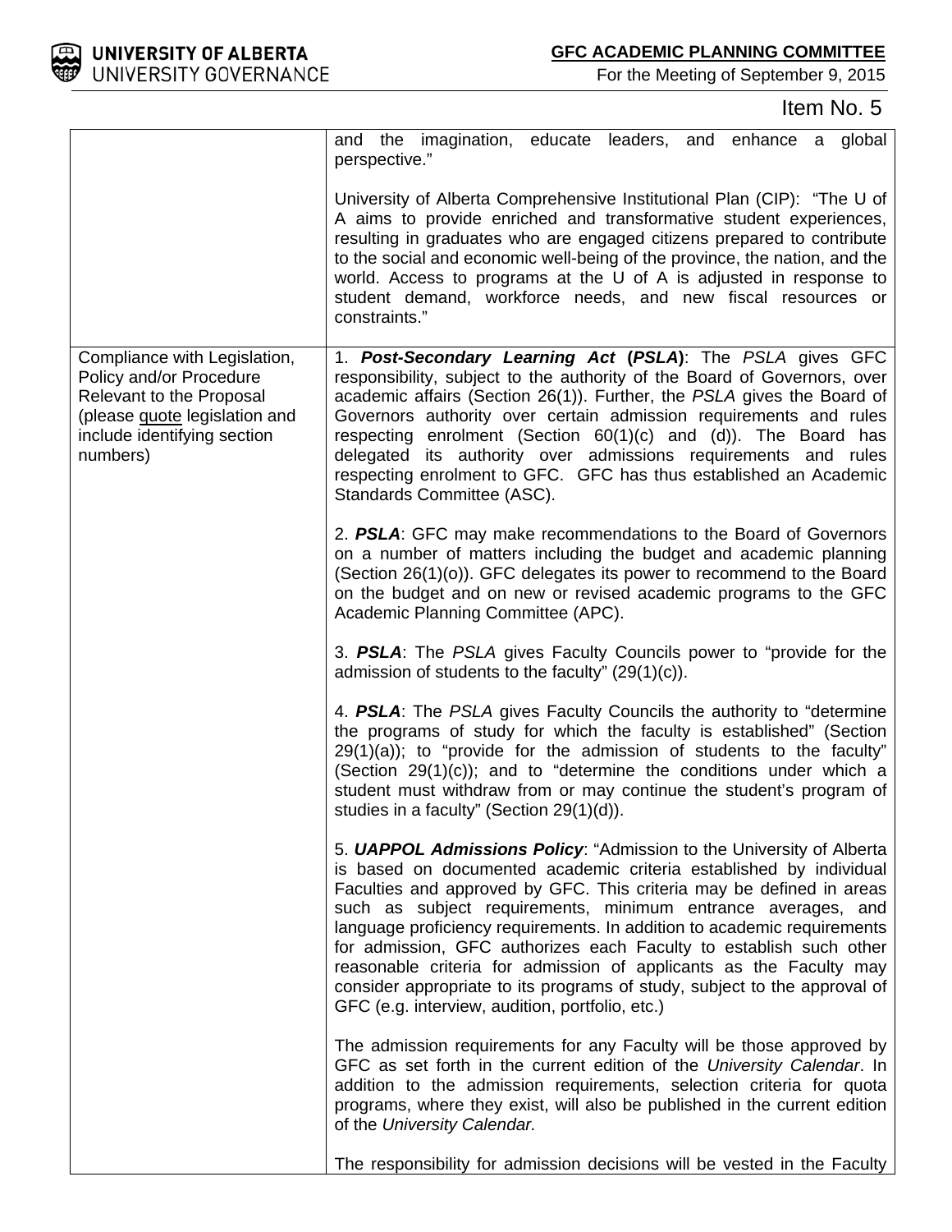Item No. 5

| | |
|---|---|
| | and the imagination, educate leaders, and enhance a global perspective."<br><br>University of Alberta Comprehensive Institutional Plan (CIP): "The U of A aims to provide enriched and transformative student experiences, resulting in graduates who are engaged citizens prepared to contribute to the social and economic well-being of the province, the nation, and the world. Access to programs at the U of A is adjusted in response to student demand, workforce needs, and new fiscal resources or constraints." |
| Compliance with Legislation, Policy and/or Procedure Relevant to the Proposal (please <u>quote</u> legislation and include identifying section numbers) | 1. ***Post-Secondary Learning Act* (*PSLA*)**: The *PSLA* gives GFC responsibility, subject to the authority of the Board of Governors, over academic affairs (Section 26(1)). Further, the *PSLA* gives the Board of Governors authority over certain admission requirements and rules respecting enrolment (Section 60(1)(c) and (d)). The Board has delegated its authority over admissions requirements and rules respecting enrolment to GFC. GFC has thus established an Academic Standards Committee (ASC).<br><br>2. ***PSLA***: GFC may make recommendations to the Board of Governors on a number of matters including the budget and academic planning (Section 26(1)(o)). GFC delegates its power to recommend to the Board on the budget and on new or revised academic programs to the GFC Academic Planning Committee (APC).<br><br>3. ***PSLA***: The *PSLA* gives Faculty Councils power to "provide for the admission of students to the faculty" (29(1)(c)).<br><br>4. ***PSLA***: The *PSLA* gives Faculty Councils the authority to "determine the programs of study for which the faculty is established" (Section 29(1)(a)); to "provide for the admission of students to the faculty" (Section 29(1)(c)); and to "determine the conditions under which a student must withdraw from or may continue the student's program of studies in a faculty" (Section 29(1)(d)).<br><br>5. ***UAPPOL Admissions Policy***: "Admission to the University of Alberta is based on documented academic criteria established by individual Faculties and approved by GFC. This criteria may be defined in areas such as subject requirements, minimum entrance averages, and language proficiency requirements. In addition to academic requirements for admission, GFC authorizes each Faculty to establish such other reasonable criteria for admission of applicants as the Faculty may consider appropriate to its programs of study, subject to the approval of GFC (e.g. interview, audition, portfolio, etc.)<br><br>The admission requirements for any Faculty will be those approved by GFC as set forth in the current edition of the *University Calendar*. In addition to the admission requirements, selection criteria for quota programs, where they exist, will also be published in the current edition of the *University Calendar.*<br><br>The responsibility for admission decisions will be vested in the Faculty |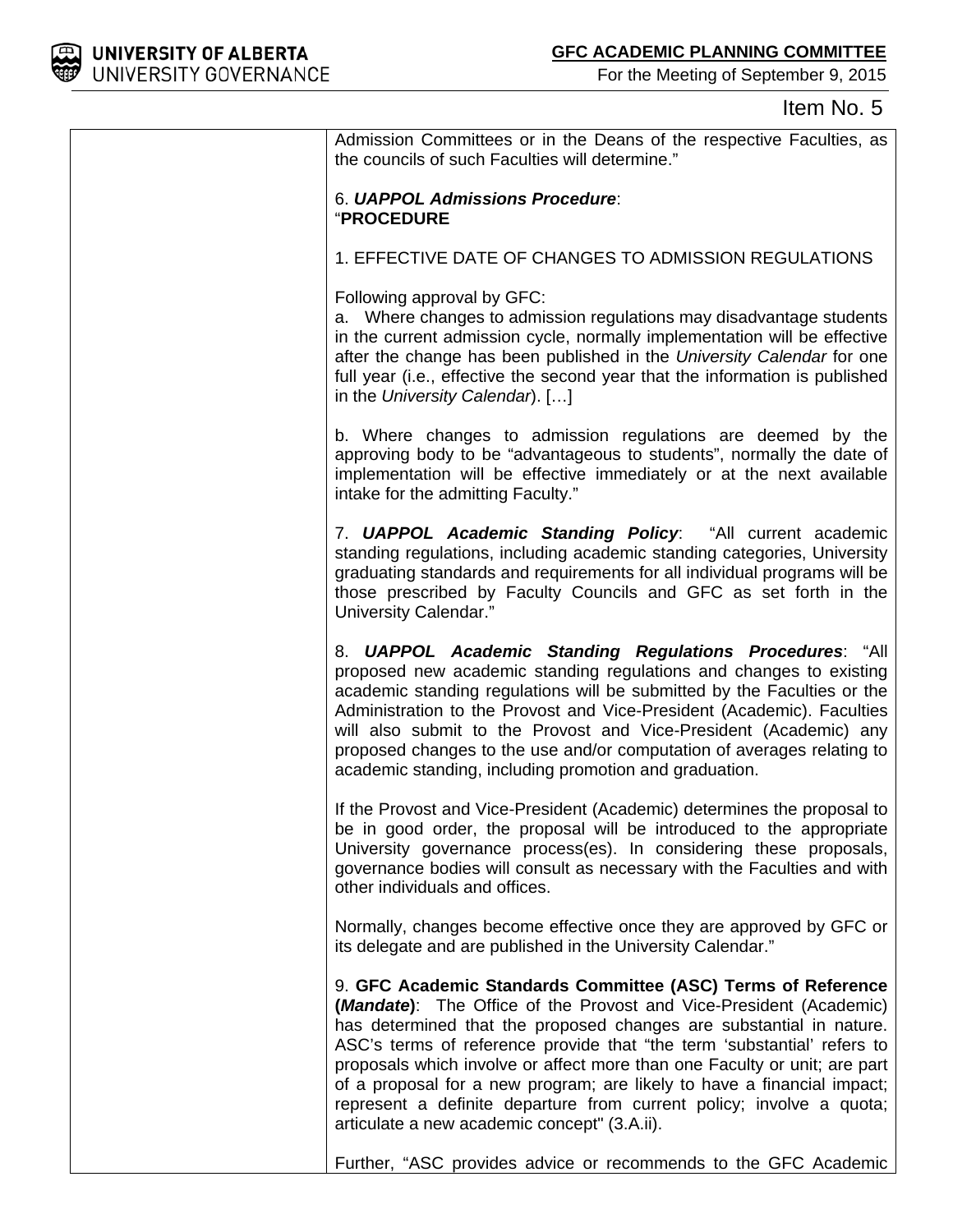Admission Committees or in the Deans of the respective Faculties, as the councils of such Faculties will determine."

6. ***UAPPOL Admissions Procedure***:
"**PROCEDURE**

1. EFFECTIVE DATE OF CHANGES TO ADMISSION REGULATIONS

Following approval by GFC:
a. Where changes to admission regulations may disadvantage students in the current admission cycle, normally implementation will be effective after the change has been published in the *University Calendar* for one full year (i.e., effective the second year that the information is published in the *University Calendar*). […]

b. Where changes to admission regulations are deemed by the approving body to be "advantageous to students", normally the date of implementation will be effective immediately or at the next available intake for the admitting Faculty."

7. ***UAPPOL Academic Standing Policy***: "All current academic standing regulations, including academic standing categories, University graduating standards and requirements for all individual programs will be those prescribed by Faculty Councils and GFC as set forth in the University Calendar."

8. ***UAPPOL Academic Standing Regulations Procedures***: "All proposed new academic standing regulations and changes to existing academic standing regulations will be submitted by the Faculties or the Administration to the Provost and Vice-President (Academic). Faculties will also submit to the Provost and Vice-President (Academic) any proposed changes to the use and/or computation of averages relating to academic standing, including promotion and graduation.

If the Provost and Vice-President (Academic) determines the proposal to be in good order, the proposal will be introduced to the appropriate University governance process(es). In considering these proposals, governance bodies will consult as necessary with the Faculties and with other individuals and offices.

Normally, changes become effective once they are approved by GFC or its delegate and are published in the University Calendar."

9. **GFC Academic Standards Committee (ASC) Terms of Reference (*Mandate*)**: The Office of the Provost and Vice-President (Academic) has determined that the proposed changes are substantial in nature. ASC's terms of reference provide that "the term 'substantial' refers to proposals which involve or affect more than one Faculty or unit; are part of a proposal for a new program; are likely to have a financial impact; represent a definite departure from current policy; involve a quota; articulate a new academic concept" (3.A.ii).

Further, "ASC provides advice or recommends to the GFC Academic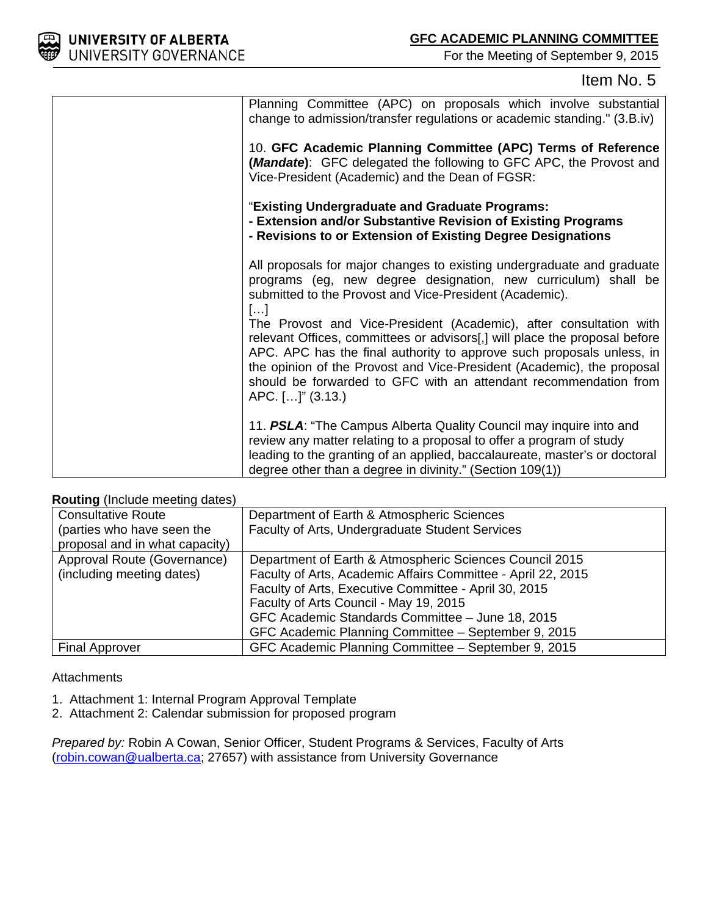Item No. 5

| | |
|---|---|
| | Planning Committee (APC) on proposals which involve substantial change to admission/transfer regulations or academic standing." (3.B.iv)<br><br>10. **GFC Academic Planning Committee (APC) Terms of Reference (*Mandate*)**: GFC delegated the following to GFC APC, the Provost and Vice-President (Academic) and the Dean of FGSR:<br><br>"**Existing Undergraduate and Graduate Programs:**<br>**- Extension and/or Substantive Revision of Existing Programs**<br>**- Revisions to or Extension of Existing Degree Designations**<br><br>All proposals for major changes to existing undergraduate and graduate programs (eg, new degree designation, new curriculum) shall be submitted to the Provost and Vice-President (Academic).<br>[…]<br>The Provost and Vice-President (Academic), after consultation with relevant Offices, committees or advisors[,] will place the proposal before APC. APC has the final authority to approve such proposals unless, in the opinion of the Provost and Vice-President (Academic), the proposal should be forwarded to GFC with an attendant recommendation from APC. […]" (3.13.)<br><br>11. ***PSLA***: "The Campus Alberta Quality Council may inquire into and review any matter relating to a proposal to offer a program of study leading to the granting of an applied, baccalaureate, master's or doctoral degree other than a degree in divinity." (Section 109(1)) |

**Routing** (Include meeting dates)

| | |
|---|---|
| Consultative Route (parties who have seen the proposal and in what capacity) | Department of Earth & Atmospheric Sciences<br>Faculty of Arts, Undergraduate Student Services |
| Approval Route (Governance) (including meeting dates) | Department of Earth & Atmospheric Sciences Council 2015<br>Faculty of Arts, Academic Affairs Committee - April 22, 2015<br>Faculty of Arts, Executive Committee - April 30, 2015<br>Faculty of Arts Council - May 19, 2015<br>GFC Academic Standards Committee – June 18, 2015<br>GFC Academic Planning Committee – September 9, 2015 |
| Final Approver | GFC Academic Planning Committee – September 9, 2015 |

Attachments

1. Attachment 1: Internal Program Approval Template
2. Attachment 2: Calendar submission for proposed program

*Prepared by:* Robin A Cowan, Senior Officer, Student Programs & Services, Faculty of Arts (robin.cowan@ualberta.ca; 27657) with assistance from University Governance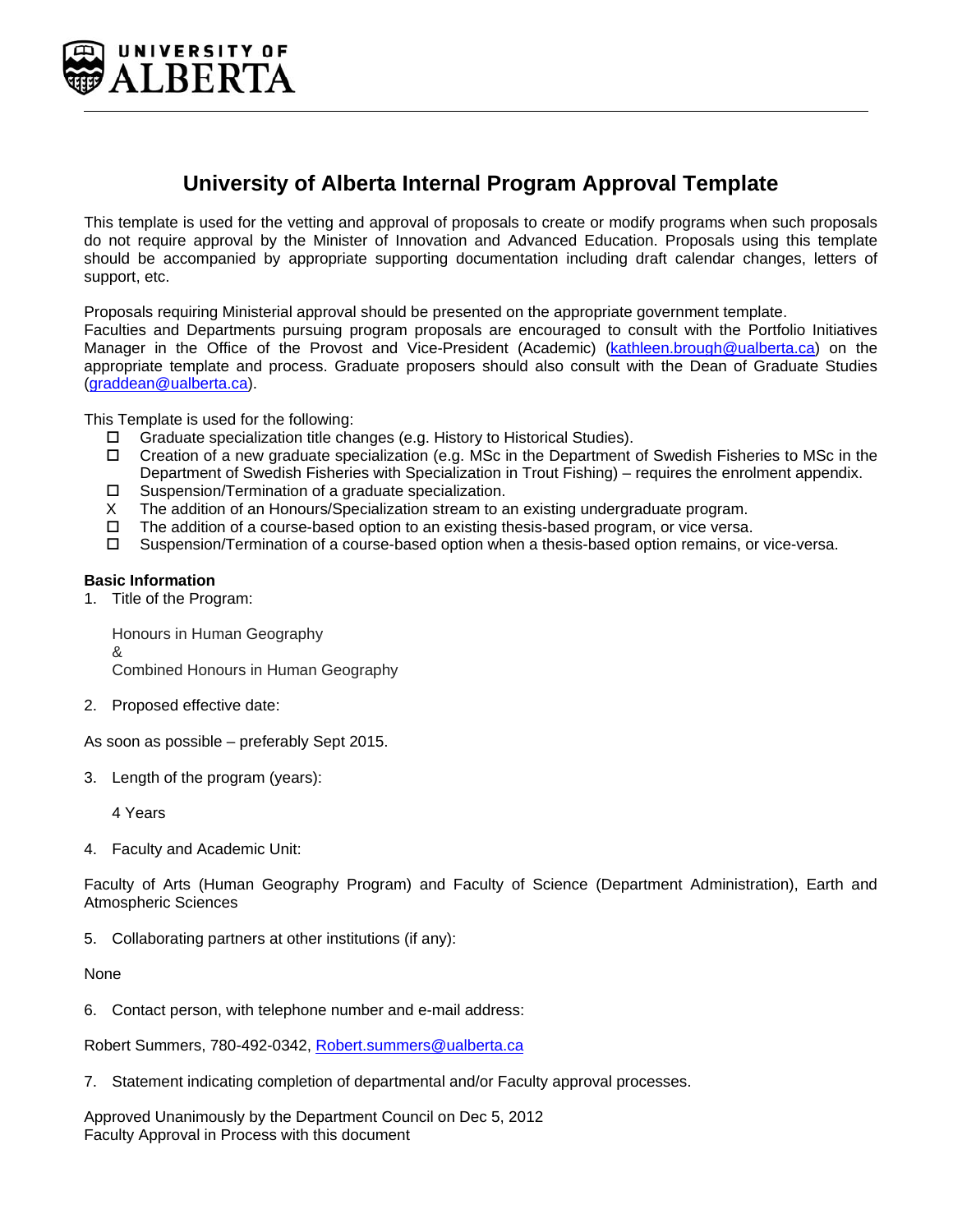# University of Alberta Internal Program Approval Template

This template is used for the vetting and approval of proposals to create or modify programs when such proposals do not require approval by the Minister of Innovation and Advanced Education. Proposals using this template should be accompanied by appropriate supporting documentation including draft calendar changes, letters of support, etc.

Proposals requiring Ministerial approval should be presented on the appropriate government template.
Faculties and Departments pursuing program proposals are encouraged to consult with the Portfolio Initiatives Manager in the Office of the Provost and Vice-President (Academic) (kathleen.brough@ualberta.ca) on the appropriate template and process. Graduate proposers should also consult with the Dean of Graduate Studies (graddean@ualberta.ca).

This Template is used for the following:

- ☐ Graduate specialization title changes (e.g. History to Historical Studies).
- ☐ Creation of a new graduate specialization (e.g. MSc in the Department of Swedish Fisheries to MSc in the Department of Swedish Fisheries with Specialization in Trout Fishing) – requires the enrolment appendix.
- ☐ Suspension/Termination of a graduate specialization.
- X The addition of an Honours/Specialization stream to an existing undergraduate program.
- ☐ The addition of a course-based option to an existing thesis-based program, or vice versa.
- ☐ Suspension/Termination of a course-based option when a thesis-based option remains, or vice-versa.

**Basic Information**

1. Title of the Program:

   Honours in Human Geography
   &
   Combined Honours in Human Geography

2. Proposed effective date:

As soon as possible – preferably Sept 2015.

3. Length of the program (years):

   4 Years

4. Faculty and Academic Unit:

Faculty of Arts (Human Geography Program) and Faculty of Science (Department Administration), Earth and Atmospheric Sciences

5. Collaborating partners at other institutions (if any):

None

6. Contact person, with telephone number and e-mail address:

Robert Summers, 780-492-0342, Robert.summers@ualberta.ca

7. Statement indicating completion of departmental and/or Faculty approval processes.

Approved Unanimously by the Department Council on Dec 5, 2012
Faculty Approval in Process with this document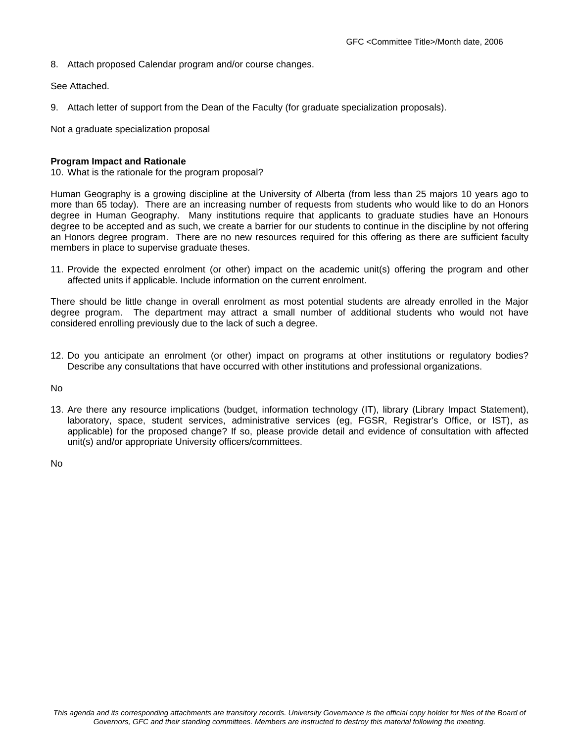8. Attach proposed Calendar program and/or course changes.

See Attached.

9. Attach letter of support from the Dean of the Faculty (for graduate specialization proposals).

Not a graduate specialization proposal

**Program Impact and Rationale**

10. What is the rationale for the program proposal?

Human Geography is a growing discipline at the University of Alberta (from less than 25 majors 10 years ago to more than 65 today). There are an increasing number of requests from students who would like to do an Honors degree in Human Geography. Many institutions require that applicants to graduate studies have an Honours degree to be accepted and as such, we create a barrier for our students to continue in the discipline by not offering an Honors degree program. There are no new resources required for this offering as there are sufficient faculty members in place to supervise graduate theses.

11. Provide the expected enrolment (or other) impact on the academic unit(s) offering the program and other affected units if applicable. Include information on the current enrolment.

There should be little change in overall enrolment as most potential students are already enrolled in the Major degree program. The department may attract a small number of additional students who would not have considered enrolling previously due to the lack of such a degree.

12. Do you anticipate an enrolment (or other) impact on programs at other institutions or regulatory bodies? Describe any consultations that have occurred with other institutions and professional organizations.

No

13. Are there any resource implications (budget, information technology (IT), library (Library Impact Statement), laboratory, space, student services, administrative services (eg, FGSR, Registrar's Office, or IST), as applicable) for the proposed change? If so, please provide detail and evidence of consultation with affected unit(s) and/or appropriate University officers/committees.

No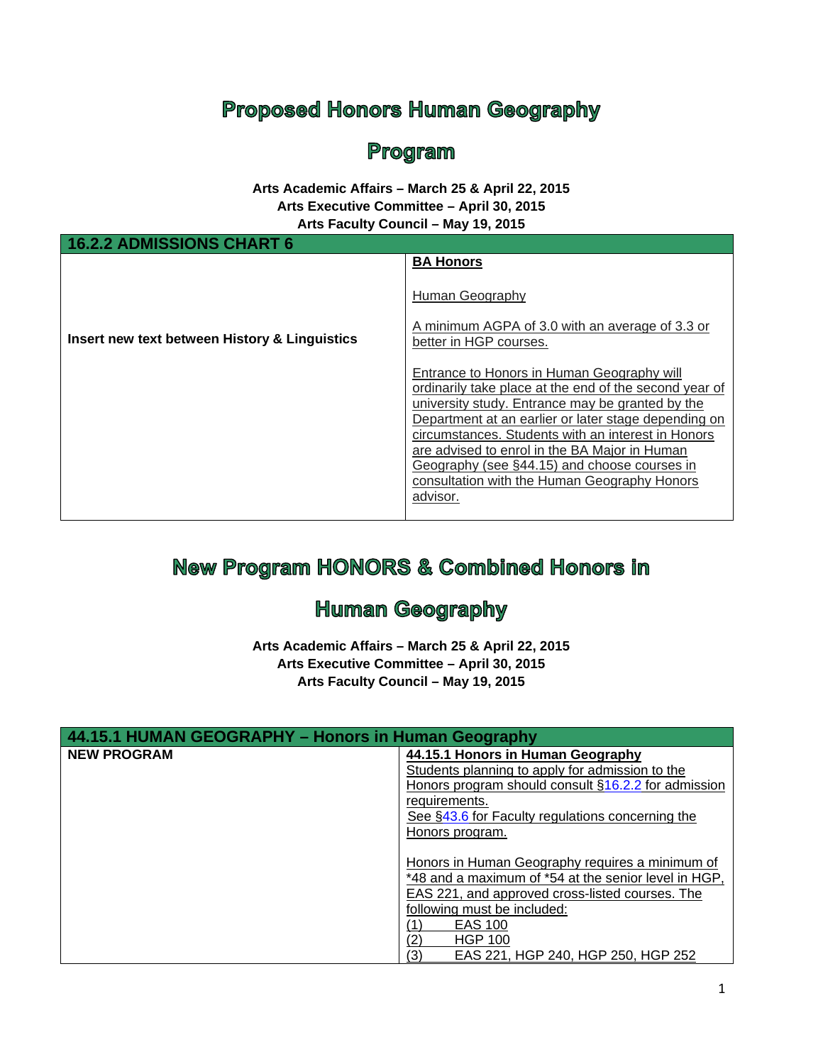# Proposed Honors Human Geography Program

**Arts Academic Affairs – March 25 & April 22, 2015**
**Arts Executive Committee – April 30, 2015**
**Arts Faculty Council – May 19, 2015**

| 16.2.2 ADMISSIONS CHART 6 | |
|---|---|
| **Insert new text between History & Linguistics** | **BA Honors**<br><br>Human Geography<br><br>A minimum AGPA of 3.0 with an average of 3.3 or better in HGP courses.<br><br>Entrance to Honors in Human Geography will ordinarily take place at the end of the second year of university study. Entrance may be granted by the Department at an earlier or later stage depending on circumstances. Students with an interest in Honors are advised to enrol in the BA Major in Human Geography (see §44.15) and choose courses in consultation with the Human Geography Honors advisor. |

# New Program HONORS & Combined Honors in Human Geography

**Arts Academic Affairs – March 25 & April 22, 2015**
**Arts Executive Committee – April 30, 2015**
**Arts Faculty Council – May 19, 2015**

| 44.15.1 HUMAN GEOGRAPHY – Honors in Human Geography | |
|---|---|
| **NEW PROGRAM** | **44.15.1 Honors in Human Geography**<br>Students planning to apply for admission to the Honors program should consult §16.2.2 for admission requirements.<br>See §43.6 for Faculty regulations concerning the Honors program.<br><br>Honors in Human Geography requires a minimum of *48 and a maximum of *54 at the senior level in HGP, EAS 221, and approved cross-listed courses. The following must be included:<br>(1) EAS 100<br>(2) HGP 100<br>(3) EAS 221, HGP 240, HGP 250, HGP 252 |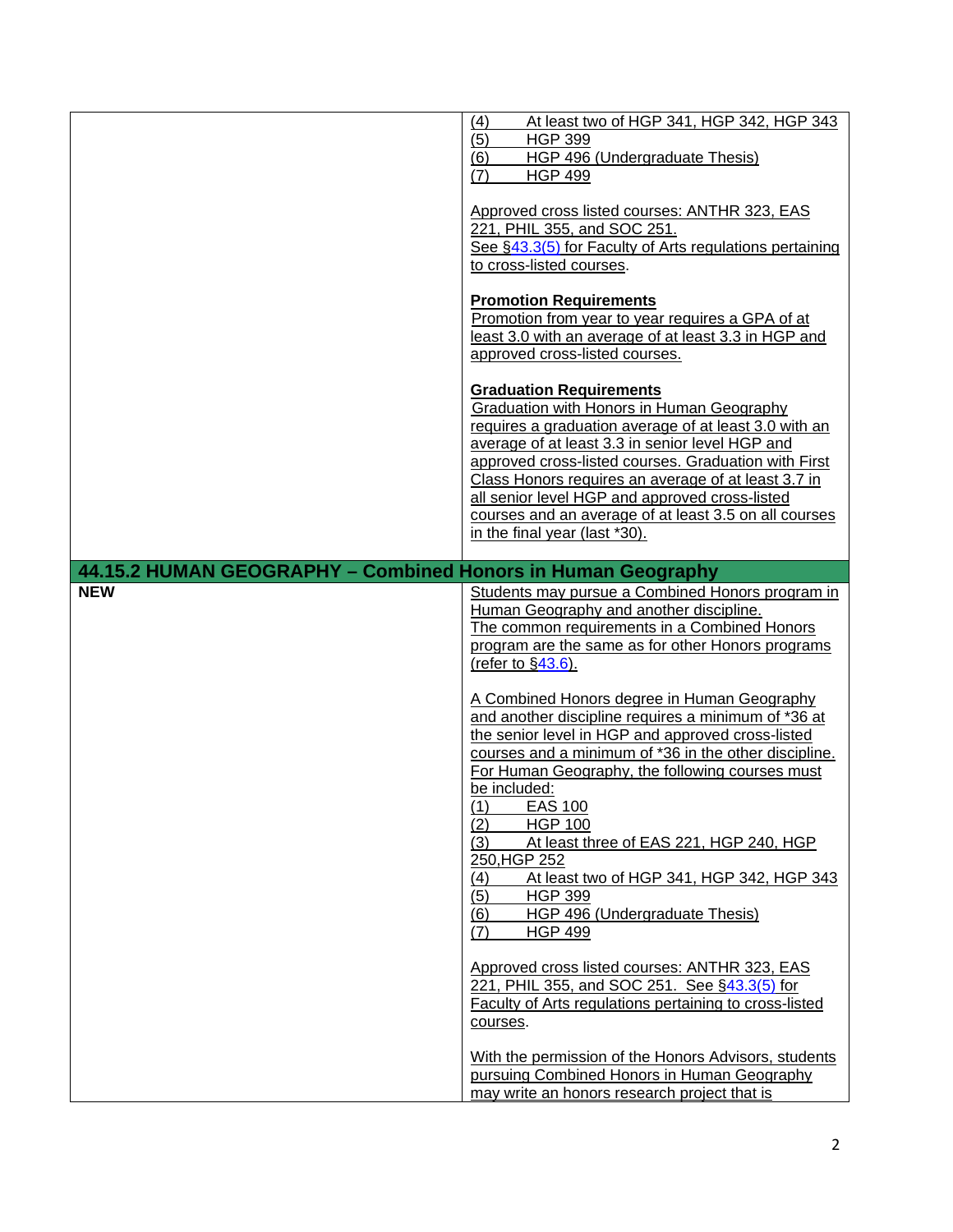| | |
|---|---|
| | (4) At least two of HGP 341, HGP 342, HGP 343<br>(5) HGP 399<br>(6) HGP 496 (Undergraduate Thesis)<br>(7) HGP 499<br><br>Approved cross listed courses: ANTHR 323, EAS 221, PHIL 355, and SOC 251.<br>See §43.3(5) for Faculty of Arts regulations pertaining to cross-listed courses.<br><br>**Promotion Requirements**<br>Promotion from year to year requires a GPA of at least 3.0 with an average of at least 3.3 in HGP and approved cross-listed courses.<br><br>**Graduation Requirements**<br>Graduation with Honors in Human Geography requires a graduation average of at least 3.0 with an average of at least 3.3 in senior level HGP and approved cross-listed courses. Graduation with First Class Honors requires an average of at least 3.7 in all senior level HGP and approved cross-listed courses and an average of at least 3.5 on all courses in the final year (last *30). |
| **44.15.2 HUMAN GEOGRAPHY – Combined Honors in Human Geography** | |
| **NEW** | Students may pursue a Combined Honors program in Human Geography and another discipline.<br>The common requirements in a Combined Honors program are the same as for other Honors programs (refer to §43.6).<br><br>A Combined Honors degree in Human Geography and another discipline requires a minimum of *36 at the senior level in HGP and approved cross-listed courses and a minimum of *36 in the other discipline. For Human Geography, the following courses must be included:<br>(1) EAS 100<br>(2) HGP 100<br>(3) At least three of EAS 221, HGP 240, HGP 250,HGP 252<br>(4) At least two of HGP 341, HGP 342, HGP 343<br>(5) HGP 399<br>(6) HGP 496 (Undergraduate Thesis)<br>(7) HGP 499<br><br>Approved cross listed courses: ANTHR 323, EAS 221, PHIL 355, and SOC 251. See §43.3(5) for Faculty of Arts regulations pertaining to cross-listed courses.<br><br>With the permission of the Honors Advisors, students pursuing Combined Honors in Human Geography may write an honors research project that is |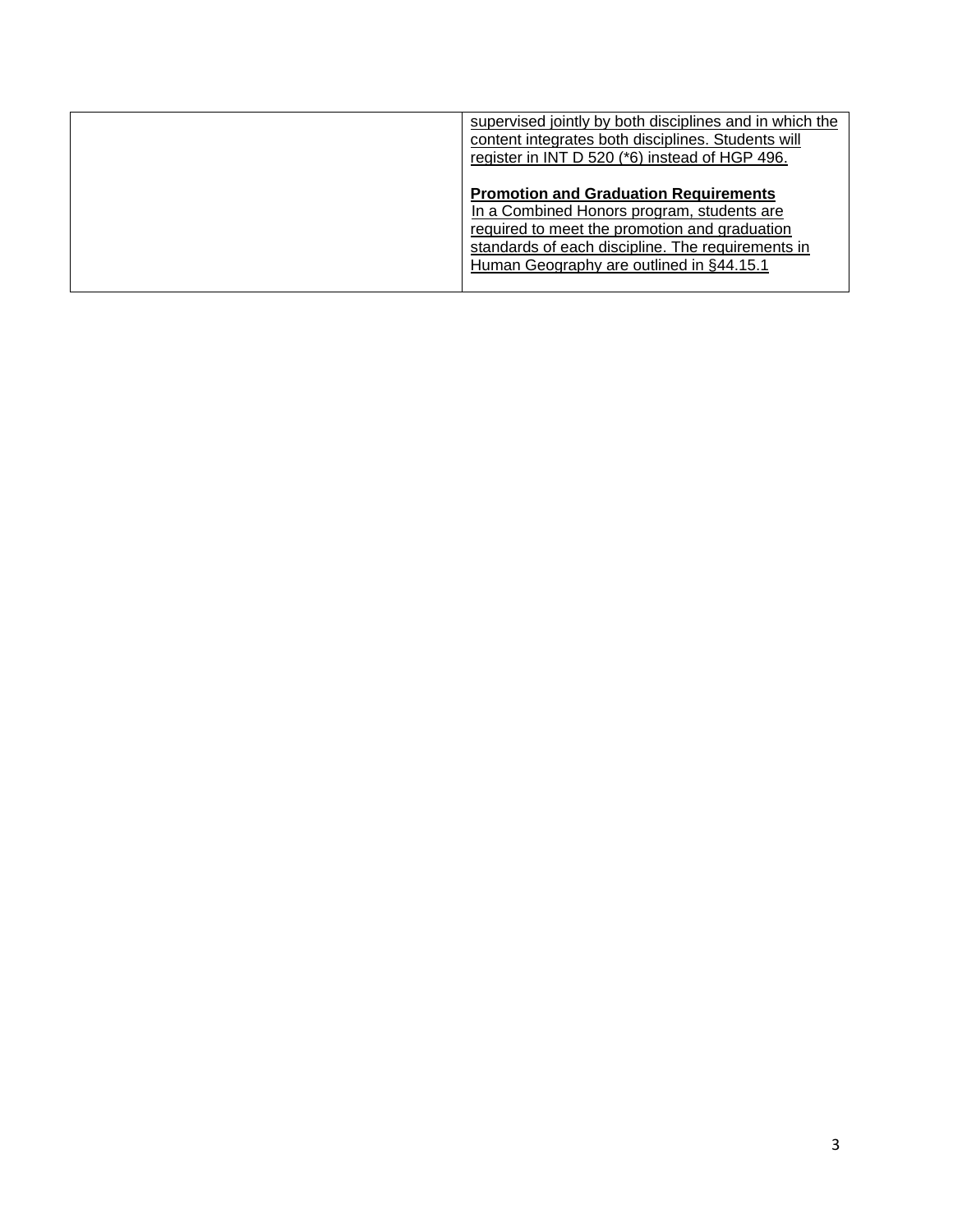| | |
|---|---|
| | supervised jointly by both disciplines and in which the content integrates both disciplines. Students will register in INT D 520 (*6) instead of HGP 496.<br><br>**Promotion and Graduation Requirements**<br>In a Combined Honors program, students are required to meet the promotion and graduation standards of each discipline. The requirements in Human Geography are outlined in §44.15.1 |